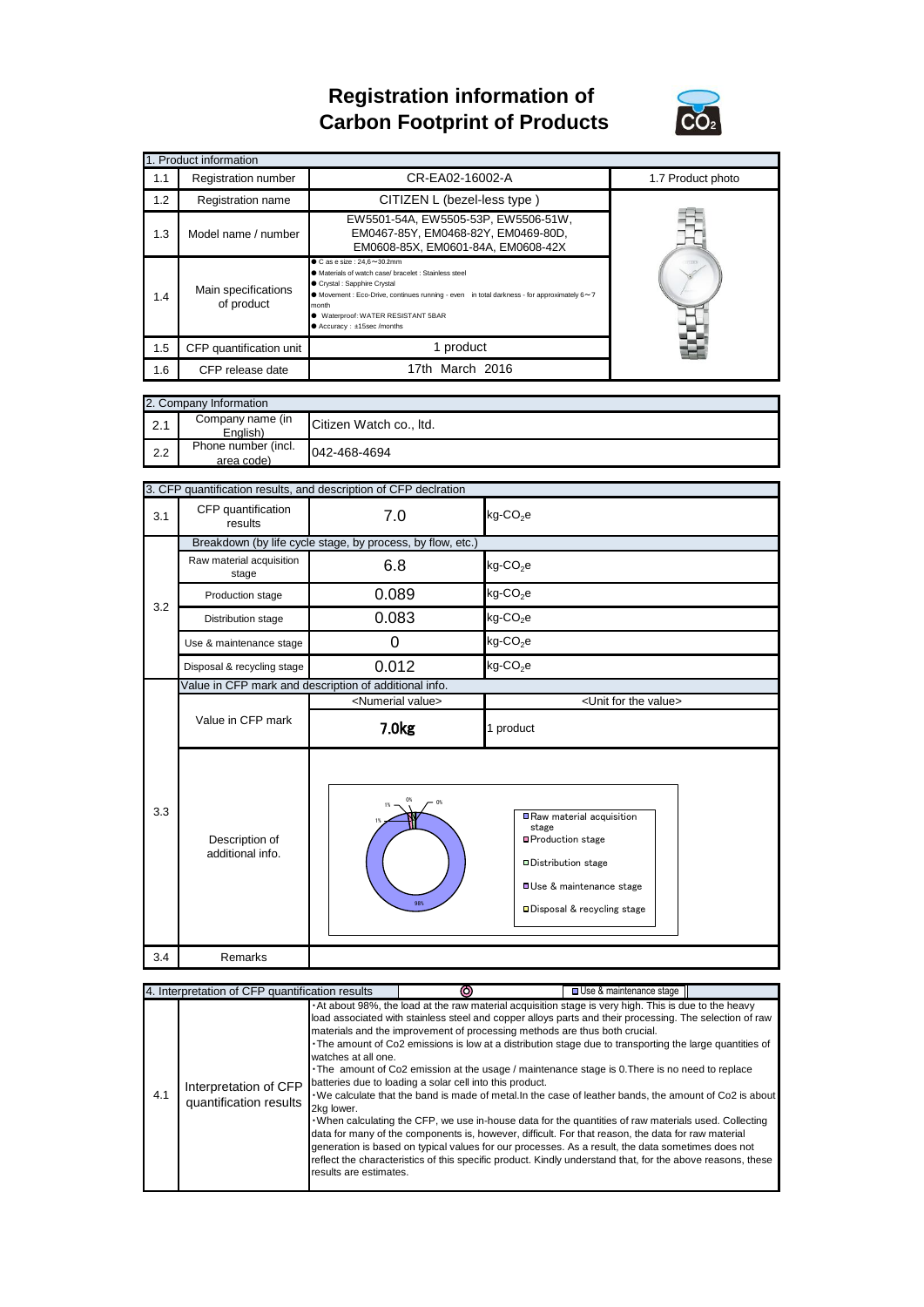# Registration information of Carbon Footprint of Products

| 1. Product information | | | |
|---|---|---|---|
| 1.1 | Registration number | CR-EA02-16002-A | 1.7 Product photo |
| 1.2 | Registration name | CITIZEN L (bezel-less type ) | |
| 1.3 | Model name / number | EW5501-54A, EW5505-53P, EW5506-51W, EM0467-85Y, EM0468-82Y, EM0469-80D, EM0608-85X, EM0601-84A, EM0608-42X | |
| 1.4 | Main specifications of product | ● Case size : 24.6～30.2mm<br>● Materials of watch case/ bracelet : Stainless steel<br>● Crystal : Sapphire Crystal<br>● Movement : Eco-Drive, continues running - even in total darkness - for approximately 6～7 month<br>● Waterproof: WATER RESISTANT 5BAR<br>● Accuracy : ±15sec /months | |
| 1.5 | CFP quantification unit | 1 product | |
| 1.6 | CFP release date | 17th March 2016 | |

| 2. Company Information | | |
|---|---|---|
| 2.1 | Company name (in English) | Citizen Watch co., ltd. |
| 2.2 | Phone number (incl. area code) | 042-468-4694 |

| 3. CFP quantification results, and description of CFP declration | | | |
|---|---|---|---|
| 3.1 | CFP quantification results | 7.0 | $kg\text{-}CO_2e$ |
| 3.2 | Breakdown (by life cycle stage, by process, by flow, etc.) | | |
| | Raw material acquisition stage | 6.8 | $kg\text{-}CO_2e$ |
| | Production stage | 0.089 | $kg\text{-}CO_2e$ |
| | Distribution stage | 0.083 | $kg\text{-}CO_2e$ |
| | Use & maintenance stage | 0 | $kg\text{-}CO_2e$ |
| | Disposal & recycling stage | 0.012 | $kg\text{-}CO_2e$ |
| 3.3 | Value in CFP mark and description of additional info. | | |
| | | <Numerial value> | <Unit for the value> |
| | Value in CFP mark | **7.0kg** | 1 product |
| | Description of additional info. | Pie chart: Raw material acquisition stage 98%; Production stage 1%; Distribution stage 1%; Use & maintenance stage 0%; Disposal & recycling stage 0% | |
| 3.4 | Remarks | | |

| 4. Interpretation of CFP quantification results | | |
|---|---|---|
| 4.1 | Interpretation of CFP quantification results | ・At about 98%, the load at the raw material acquisition stage is very high. This is due to the heavy load associated with stainless steel and copper alloys parts and their processing. The selection of raw materials and the improvement of processing methods are thus both crucial.<br>・The amount of Co2 emissions is low at a distribution stage due to transporting the large quantities of watches at all one.<br>・The amount of Co2 emission at the usage / maintenance stage is 0.There is no need to replace batteries due to loading a solar cell into this product.<br>・We calculate that the band is made of metal.In the case of leather bands, the amount of Co2 is about 2kg lower.<br>・When calculating the CFP, we use in-house data for the quantities of raw materials used. Collecting data for many of the components is, however, difficult. For that reason, the data for raw material generation is based on typical values for our processes. As a result, the data sometimes does not reflect the characteristics of this specific product. Kindly understand that, for the above reasons, these results are estimates. |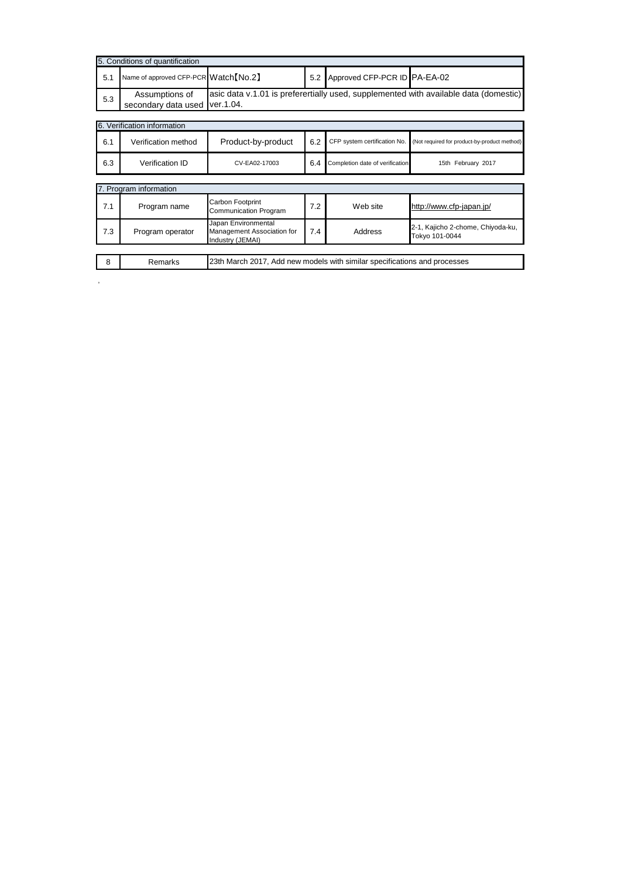| 5. Conditions of quantification | | | | |
|---|---|---|---|---|
| 5.1 | Name of approved CFP-PCR | Watch【No.2】 | 5.2 Approved CFP-PCR ID | PA-EA-02 |
| 5.3 | Assumptions of secondary data used | asic data v.1.01 is preferertially used, supplemented with available data (domestic) ver.1.04. | | |

| 6. Verification information | | | | | |
|---|---|---|---|---|---|
| 6.1 | Verification method | Product-by-product | 6.2 | CFP system certification No. | (Not required for product-by-product method) |
| 6.3 | Verification ID | CV-EA02-17003 | 6.4 | Completion date of verification | 15th February 2017 |

| 7. Program information | | | | | |
|---|---|---|---|---|---|
| 7.1 | Program name | Carbon Footprint Communication Program | 7.2 | Web site | http://www.cfp-japan.jp/ |
| 7.3 | Program operator | Japan Environmental Management Association for Industry (JEMAI) | 7.4 | Address | 2-1, Kajicho 2-chome, Chiyoda-ku, Tokyo 101-0044 |

| | | |
|---|---|---|
| 8 | Remarks | 23th March 2017, Add new models with similar specifications and processes |

,